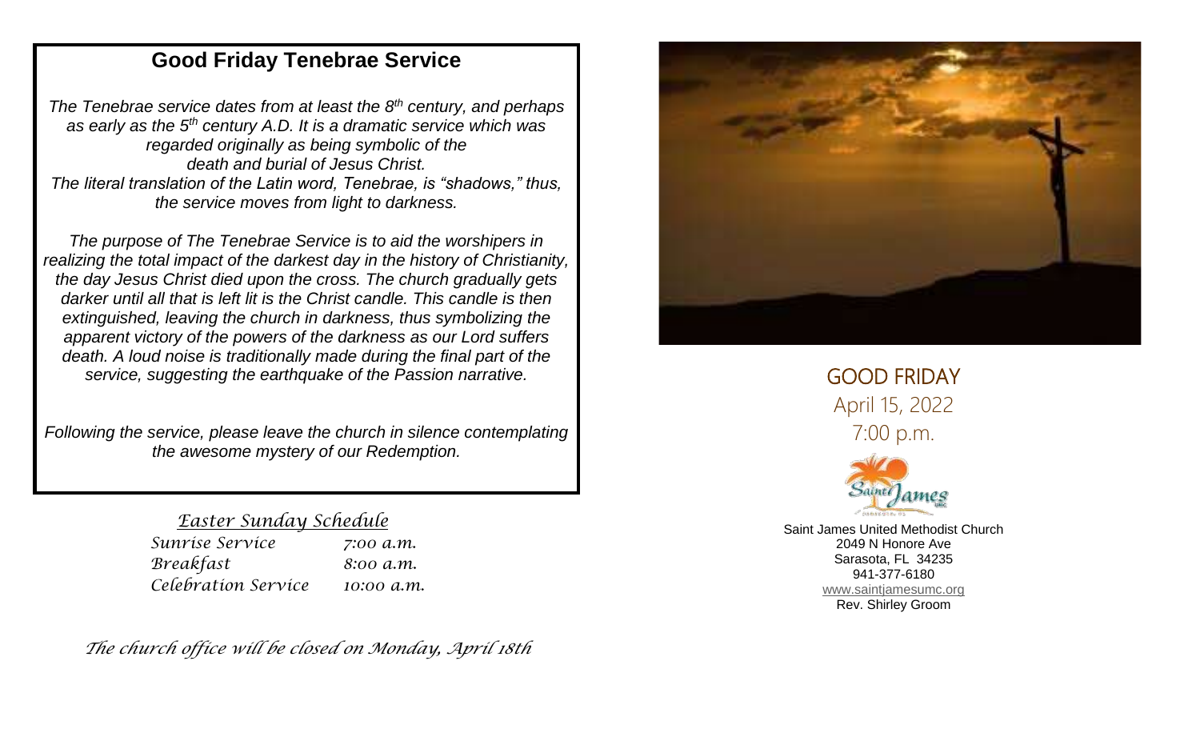# Good Friday Tenebrae Service

*The Tenebrae service dates from at least the 8th century, and perhaps as early as the 5th century A.D. It is a dramatic service which was regarded originally as being symbolic of the death and burial of Jesus Christ. The literal translation of the Latin word, Tenebrae, is "shadows," thus, the service moves from light to darkness.*

*The purpose of The Tenebrae Service is to aid the worshipers in realizing the total impact of the darkest day in the history of Christianity, the day Jesus Christ died upon the cross. The church gradually gets darker until all that is left lit is the Christ candle. This candle is then extinguished, leaving the church in darkness, thus symbolizing the apparent victory of the powers of the darkness as our Lord suffers death. A loud noise is traditionally made during the final part of the service, suggesting the earthquake of the Passion narrative.*

*Following the service, please leave the church in silence contemplating the awesome mystery of our Redemption.*

## *Easter Sunday Schedule*

| | |
|---|---|
| *Sunrise Service* | *7:00 a.m.* |
| *Breakfast* | *8:00 a.m.* |
| *Celebration Service* | *10:00 a.m.* |

*The church office will be closed on Monday, April 18th*

## GOOD FRIDAY

April 15, 2022

7:00 p.m.

Saint James United Methodist Church
2049 N Honore Ave
Sarasota, FL 34235
941-377-6180
www.saintjamesumc.org
Rev. Shirley Groom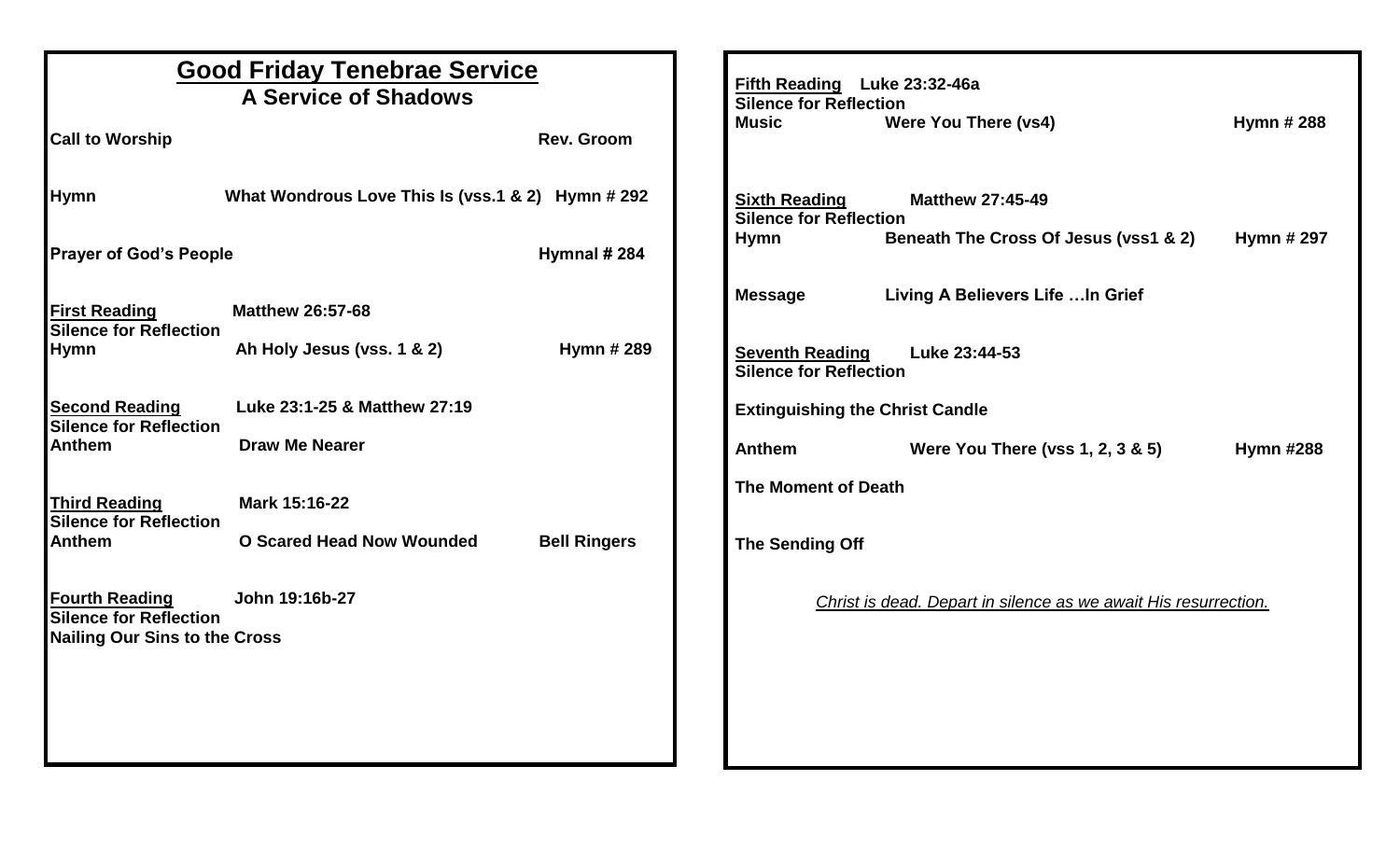# Good Friday Tenebrae Service
## A Service of Shadows

**Call to Worship** — **Rev. Groom**

**Hymn** — **What Wondrous Love This Is (vss.1 & 2)** — **Hymn # 292**

**Prayer of God's People** — **Hymnal # 284**

**First Reading** — **Matthew 26:57-68**
**Silence for Reflection**
**Hymn** — **Ah Holy Jesus (vss. 1 & 2)** — **Hymn # 289**

**Second Reading** — **Luke 23:1-25 & Matthew 27:19**
**Silence for Reflection**
**Anthem** — **Draw Me Nearer**

**Third Reading** — **Mark 15:16-22**
**Silence for Reflection**
**Anthem** — **O Scared Head Now Wounded** — **Bell Ringers**

**Fourth Reading** — **John 19:16b-27**
**Silence for Reflection**
**Nailing Our Sins to the Cross**

**Fifth Reading** — **Luke 23:32-46a**
**Silence for Reflection**
**Music** — **Were You There (vs4)** — **Hymn # 288**

**Sixth Reading** — **Matthew 27:45-49**
**Silence for Reflection**
**Hymn** — **Beneath The Cross Of Jesus (vss1 & 2)** — **Hymn # 297**

**Message** — **Living A Believers Life …In Grief**

**Seventh Reading** — **Luke 23:44-53**
**Silence for Reflection**

**Extinguishing the Christ Candle**

**Anthem** — **Were You There (vss 1, 2, 3 & 5)** — **Hymn #288**

**The Moment of Death**

**The Sending Off**

*Christ is dead. Depart in silence as we await His resurrection.*